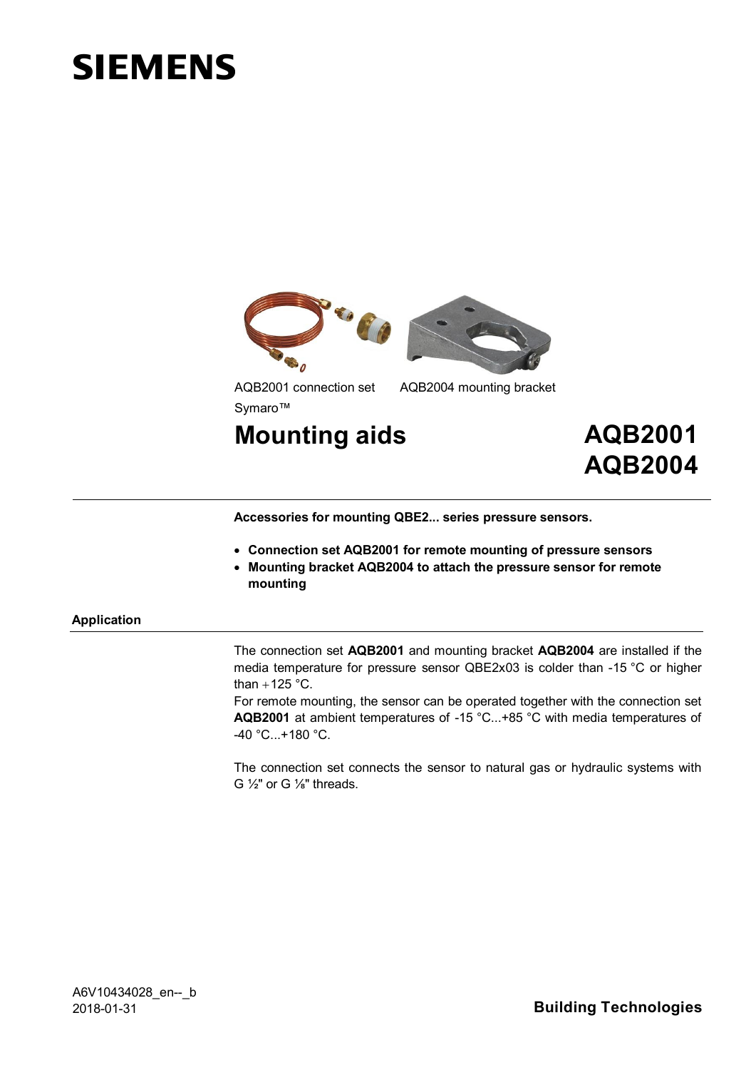SIEMENS

AQB2001 connection set AQB2004 mounting bracket

Symaro™

# Mounting aids

# AQB2001 AQB2004

**Accessories for mounting QBE2... series pressure sensors.**

- **Connection set AQB2001 for remote mounting of pressure sensors**
- **Mounting bracket AQB2004 to attach the pressure sensor for remote mounting**

## Application

The connection set **AQB2001** and mounting bracket **AQB2004** are installed if the media temperature for pressure sensor QBE2x03 is colder than -15 °C or higher than +125 °C.
For remote mounting, the sensor can be operated together with the connection set **AQB2001** at ambient temperatures of -15 °C...+85 °C with media temperatures of -40 °C...+180 °C.

The connection set connects the sensor to natural gas or hydraulic systems with G ½" or G ⅛" threads.

A6V10434028_en--_b
2018-01-31

**Building Technologies**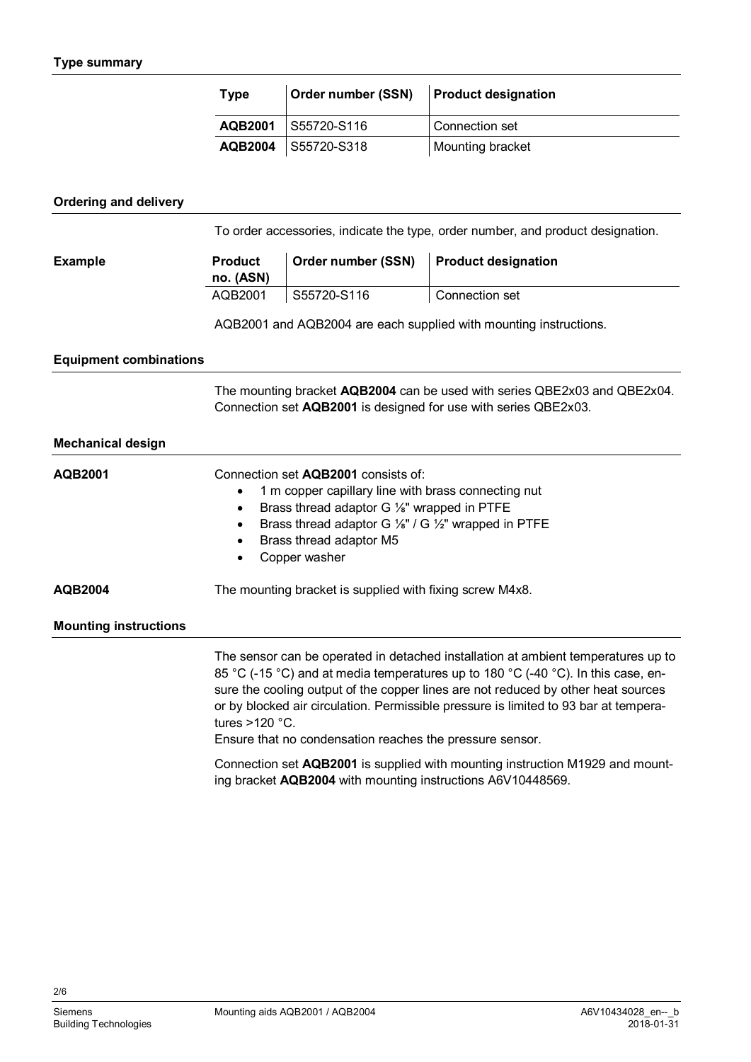## Type summary

| Type | Order number (SSN) | Product designation |
|---|---|---|
| **AQB2001** | S55720-S116 | Connection set |
| **AQB2004** | S55720-S318 | Mounting bracket |

## Ordering and delivery

To order accessories, indicate the type, order number, and product designation.

**Example**

| Product no. (ASN) | Order number (SSN) | Product designation |
|---|---|---|
| AQB2001 | S55720-S116 | Connection set |

AQB2001 and AQB2004 are each supplied with mounting instructions.

## Equipment combinations

The mounting bracket **AQB2004** can be used with series QBE2x03 and QBE2x04. Connection set **AQB2001** is designed for use with series QBE2x03.

## Mechanical design

**AQB2001**

Connection set **AQB2001** consists of:

- 1 m copper capillary line with brass connecting nut
- Brass thread adaptor G ⅛" wrapped in PTFE
- Brass thread adaptor G ⅛" / G ½" wrapped in PTFE
- Brass thread adaptor M5
- Copper washer

**AQB2004**

The mounting bracket is supplied with fixing screw M4x8.

## Mounting instructions

The sensor can be operated in detached installation at ambient temperatures up to 85 °C (-15 °C) and at media temperatures up to 180 °C (-40 °C). In this case, ensure the cooling output of the copper lines are not reduced by other heat sources or by blocked air circulation. Permissible pressure is limited to 93 bar at temperatures >120 °C.
Ensure that no condensation reaches the pressure sensor.

Connection set **AQB2001** is supplied with mounting instruction M1929 and mounting bracket **AQB2004** with mounting instructions A6V10448569.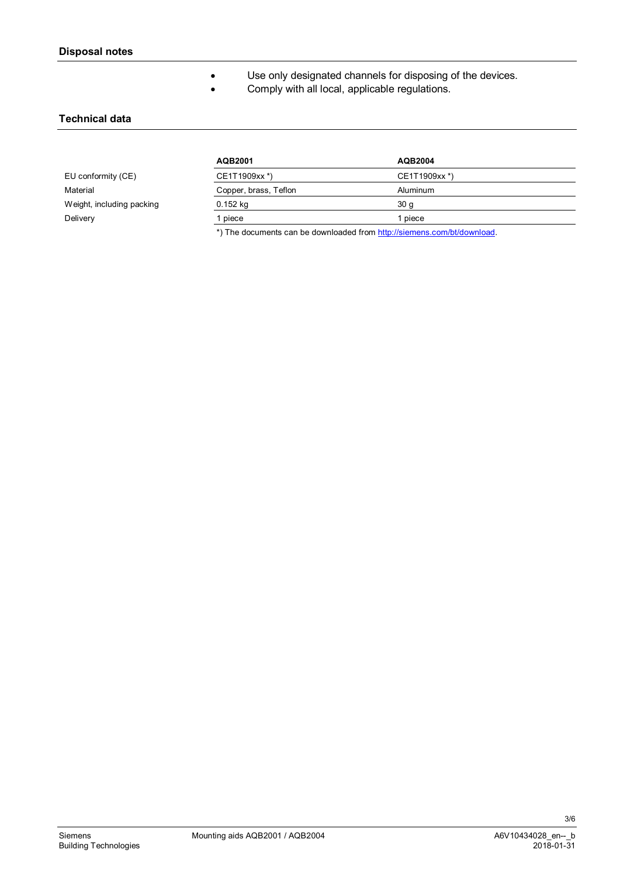## Disposal notes

- Use only designated channels for disposing of the devices.
- Comply with all local, applicable regulations.

## Technical data

| | AQB2001 | AQB2004 |
|---|---|---|
| EU conformity (CE) | CE1T1909xx *) | CE1T1909xx *) |
| Material | Copper, brass, Teflon | Aluminum |
| Weight, including packing | 0.152 kg | 30 g |
| Delivery | 1 piece | 1 piece |

*) The documents can be downloaded from http://siemens.com/bt/download.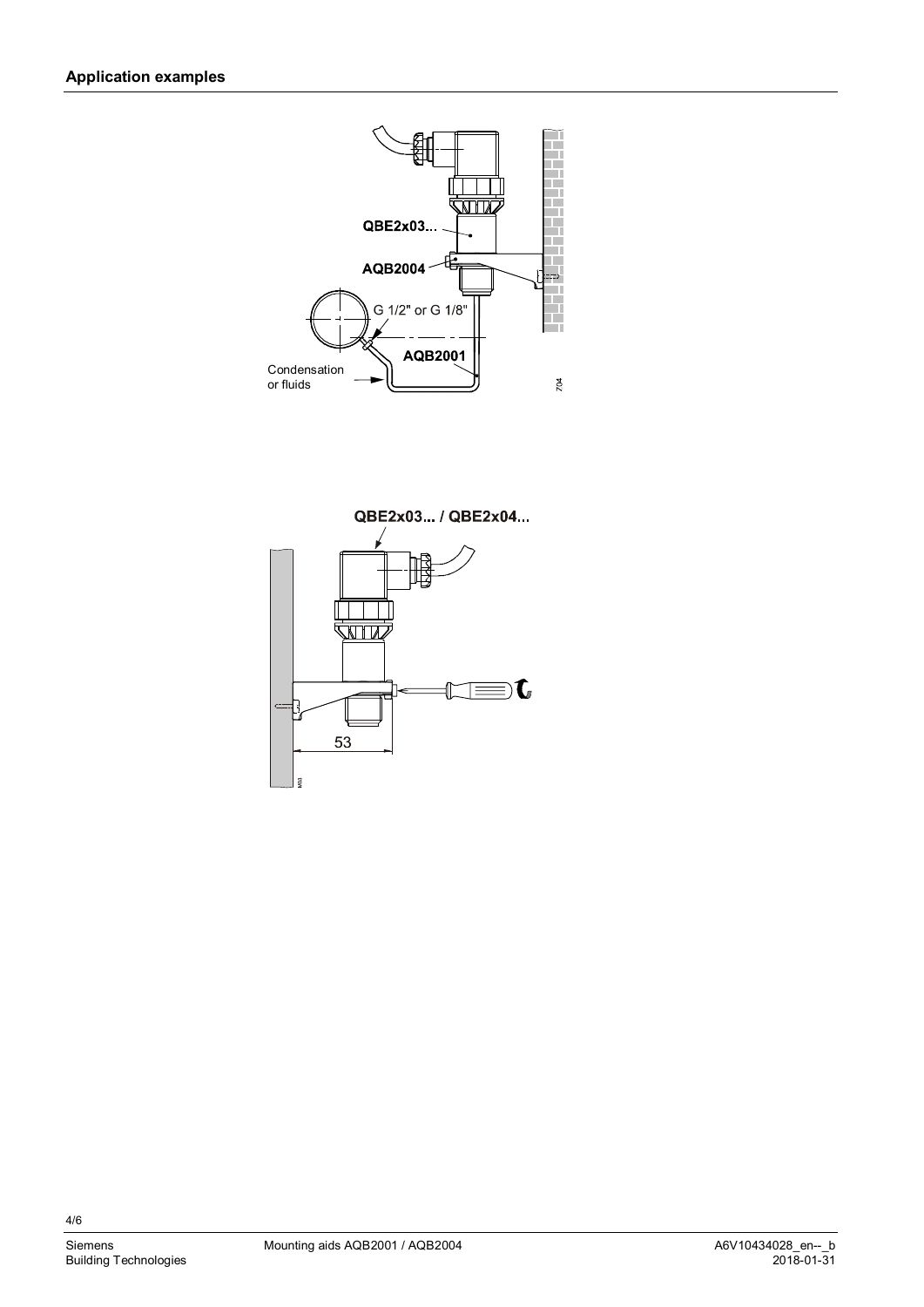## Application examples

QBE2x03...

AQB2004

G 1/2" or G 1/8"

AQB2001

Condensation or fluids

QBE2x03... / QBE2x04...

53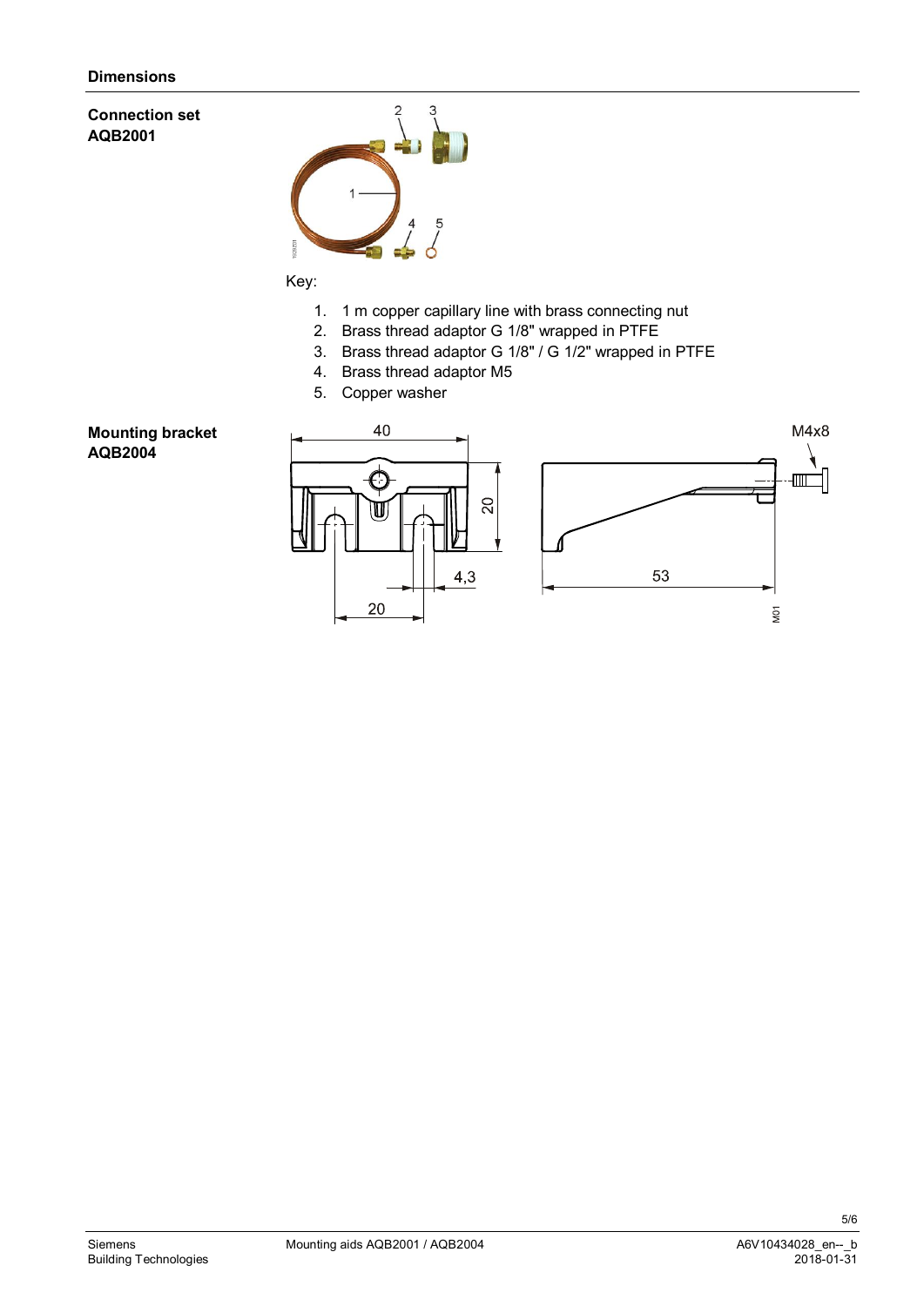## Dimensions

### Connection set AQB2001

Key:

1. 1 m copper capillary line with brass connecting nut
2. Brass thread adaptor G 1/8" wrapped in PTFE
3. Brass thread adaptor G 1/8" / G 1/2" wrapped in PTFE
4. Brass thread adaptor M5
5. Copper washer

### Mounting bracket AQB2004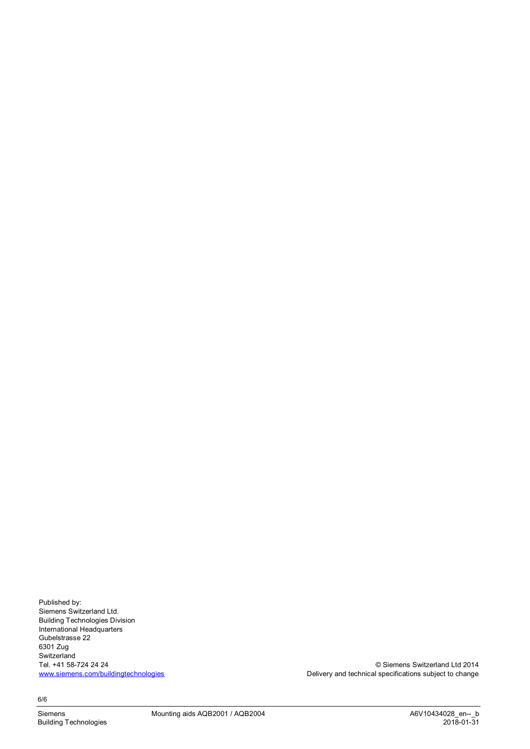Published by:
Siemens Switzerland Ltd.
Building Technologies Division
International Headquarters
Gubelstrasse 22
6301 Zug
Switzerland
Tel. +41 58-724 24 24
www.siemens.com/buildingtechnologies

© Siemens Switzerland Ltd 2014
Delivery and technical specifications subject to change